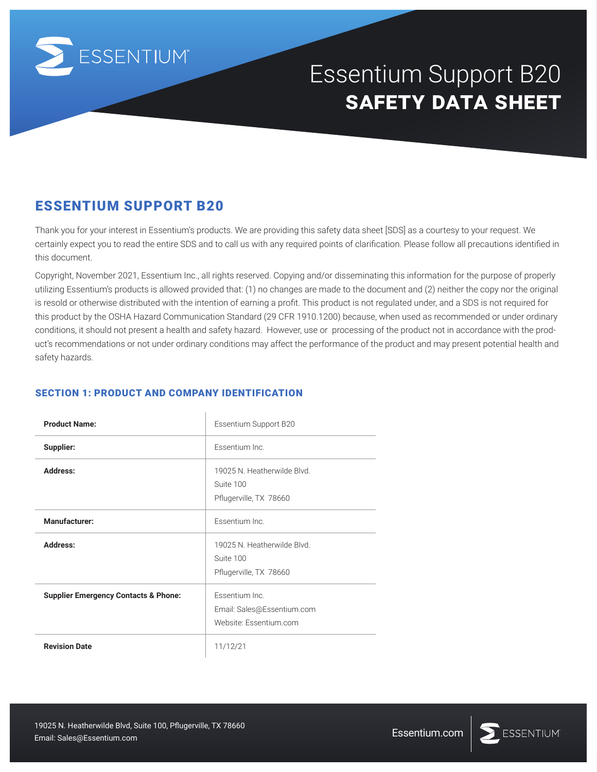# Essentium Support B20
## SAFETY DATA SHEET

## ESSENTIUM SUPPORT B20

Thank you for your interest in Essentium's products. We are providing this safety data sheet [SDS] as a courtesy to your request. We certainly expect you to read the entire SDS and to call us with any required points of clarification. Please follow all precautions identified in this document.

Copyright, November 2021, Essentium Inc., all rights reserved. Copying and/or disseminating this information for the purpose of properly utilizing Essentium's products is allowed provided that: (1) no changes are made to the document and (2) neither the copy nor the original is resold or otherwise distributed with the intention of earning a profit. This product is not regulated under, and a SDS is not required for this product by the OSHA Hazard Communication Standard (29 CFR 1910.1200) because, when used as recommended or under ordinary conditions, it should not present a health and safety hazard. However, use or processing of the product not in accordance with the product's recommendations or not under ordinary conditions may affect the performance of the product and may present potential health and safety hazards.

### SECTION 1: PRODUCT AND COMPANY IDENTIFICATION

| | |
|---|---|
| **Product Name:** | Essentium Support B20 |
| **Supplier:** | Essentium Inc. |
| **Address:** | 19025 N. Heatherwilde Blvd.<br>Suite 100<br>Pflugerville, TX 78660 |
| **Manufacturer:** | Essentium Inc. |
| **Address:** | 19025 N. Heatherwilde Blvd.<br>Suite 100<br>Pflugerville, TX 78660 |
| **Supplier Emergency Contacts & Phone:** | Essentium Inc.<br>Email: Sales@Essentium.com<br>Website: Essentium.com |
| **Revision Date** | 11/12/21 |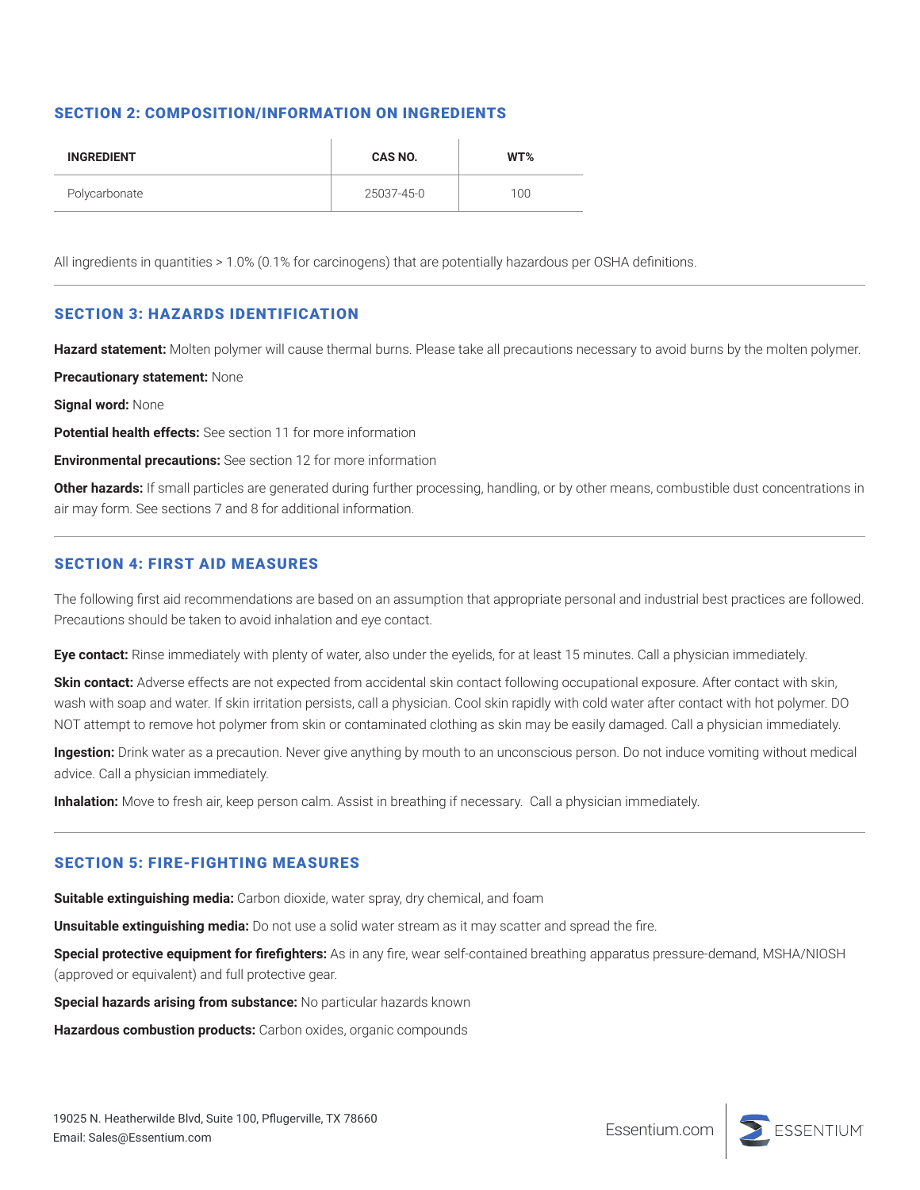## SECTION 2: COMPOSITION/INFORMATION ON INGREDIENTS

| INGREDIENT | CAS NO. | WT% |
| --- | --- | --- |
| Polycarbonate | 25037-45-0 | 100 |

All ingredients in quantities > 1.0% (0.1% for carcinogens) that are potentially hazardous per OSHA definitions.

## SECTION 3: HAZARDS IDENTIFICATION

**Hazard statement:** Molten polymer will cause thermal burns. Please take all precautions necessary to avoid burns by the molten polymer.

**Precautionary statement:** None

**Signal word:** None

**Potential health effects:** See section 11 for more information

**Environmental precautions:** See section 12 for more information

**Other hazards:** If small particles are generated during further processing, handling, or by other means, combustible dust concentrations in air may form. See sections 7 and 8 for additional information.

## SECTION 4: FIRST AID MEASURES

The following first aid recommendations are based on an assumption that appropriate personal and industrial best practices are followed. Precautions should be taken to avoid inhalation and eye contact.

**Eye contact:** Rinse immediately with plenty of water, also under the eyelids, for at least 15 minutes. Call a physician immediately.

**Skin contact:** Adverse effects are not expected from accidental skin contact following occupational exposure. After contact with skin, wash with soap and water. If skin irritation persists, call a physician. Cool skin rapidly with cold water after contact with hot polymer. DO NOT attempt to remove hot polymer from skin or contaminated clothing as skin may be easily damaged. Call a physician immediately.

**Ingestion:** Drink water as a precaution. Never give anything by mouth to an unconscious person. Do not induce vomiting without medical advice. Call a physician immediately.

**Inhalation:** Move to fresh air, keep person calm. Assist in breathing if necessary. Call a physician immediately.

## SECTION 5: FIRE-FIGHTING MEASURES

**Suitable extinguishing media:** Carbon dioxide, water spray, dry chemical, and foam

**Unsuitable extinguishing media:** Do not use a solid water stream as it may scatter and spread the fire.

**Special protective equipment for firefighters:** As in any fire, wear self-contained breathing apparatus pressure-demand, MSHA/NIOSH (approved or equivalent) and full protective gear.

**Special hazards arising from substance:** No particular hazards known

**Hazardous combustion products:** Carbon oxides, organic compounds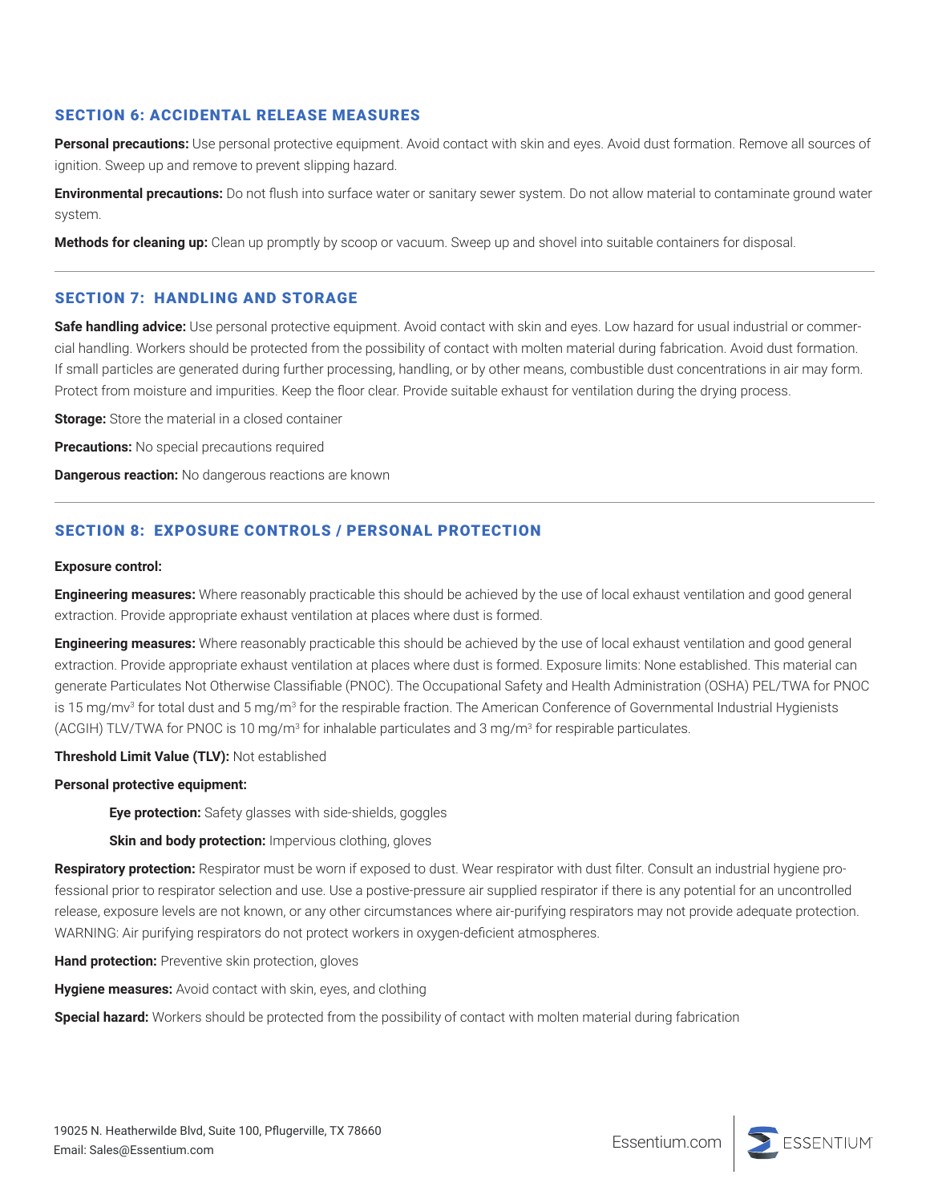## SECTION 6: ACCIDENTAL RELEASE MEASURES

**Personal precautions:** Use personal protective equipment. Avoid contact with skin and eyes. Avoid dust formation. Remove all sources of ignition. Sweep up and remove to prevent slipping hazard.

**Environmental precautions:** Do not flush into surface water or sanitary sewer system. Do not allow material to contaminate ground water system.

**Methods for cleaning up:** Clean up promptly by scoop or vacuum. Sweep up and shovel into suitable containers for disposal.

## SECTION 7: HANDLING AND STORAGE

**Safe handling advice:** Use personal protective equipment. Avoid contact with skin and eyes. Low hazard for usual industrial or commercial handling. Workers should be protected from the possibility of contact with molten material during fabrication. Avoid dust formation. If small particles are generated during further processing, handling, or by other means, combustible dust concentrations in air may form. Protect from moisture and impurities. Keep the floor clear. Provide suitable exhaust for ventilation during the drying process.

**Storage:** Store the material in a closed container

**Precautions:** No special precautions required

**Dangerous reaction:** No dangerous reactions are known

## SECTION 8: EXPOSURE CONTROLS / PERSONAL PROTECTION

**Exposure control:**

**Engineering measures:** Where reasonably practicable this should be achieved by the use of local exhaust ventilation and good general extraction. Provide appropriate exhaust ventilation at places where dust is formed.

**Engineering measures:** Where reasonably practicable this should be achieved by the use of local exhaust ventilation and good general extraction. Provide appropriate exhaust ventilation at places where dust is formed. Exposure limits: None established. This material can generate Particulates Not Otherwise Classifiable (PNOC). The Occupational Safety and Health Administration (OSHA) PEL/TWA for PNOC is 15 $mg/mv^3$ for total dust and 5 $mg/m^3$ for the respirable fraction. The American Conference of Governmental Industrial Hygienists (ACGIH) TLV/TWA for PNOC is 10 $mg/m^3$ for inhalable particulates and 3 $mg/m^3$ for respirable particulates.

**Threshold Limit Value (TLV):** Not established

**Personal protective equipment:**

- **Eye protection:** Safety glasses with side-shields, goggles
- **Skin and body protection:** Impervious clothing, gloves

**Respiratory protection:** Respirator must be worn if exposed to dust. Wear respirator with dust filter. Consult an industrial hygiene professional prior to respirator selection and use. Use a postive-pressure air supplied respirator if there is any potential for an uncontrolled release, exposure levels are not known, or any other circumstances where air-purifying respirators may not provide adequate protection. WARNING: Air purifying respirators do not protect workers in oxygen-deficient atmospheres.

**Hand protection:** Preventive skin protection, gloves

**Hygiene measures:** Avoid contact with skin, eyes, and clothing

**Special hazard:** Workers should be protected from the possibility of contact with molten material during fabrication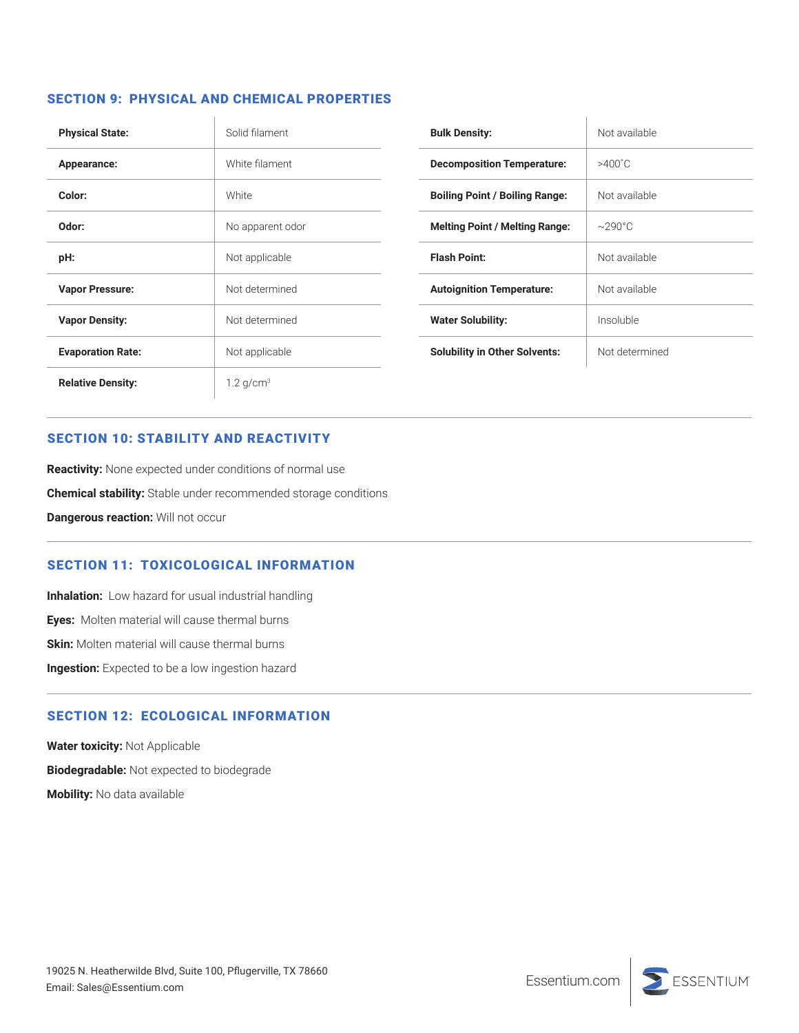## SECTION 9: PHYSICAL AND CHEMICAL PROPERTIES

| Property | Value |
|---|---|
| **Physical State:** | Solid filament |
| **Appearance:** | White filament |
| **Color:** | White |
| **Odor:** | No apparent odor |
| **pH:** | Not applicable |
| **Vapor Pressure:** | Not determined |
| **Vapor Density:** | Not determined |
| **Evaporation Rate:** | Not applicable |
| **Relative Density:** | 1.2 g/cm$^3$ |
| **Bulk Density:** | Not available |
| **Decomposition Temperature:** | >400˚C |
| **Boiling Point / Boiling Range:** | Not available |
| **Melting Point / Melting Range:** | ~290°C |
| **Flash Point:** | Not available |
| **Autoignition Temperature:** | Not available |
| **Water Solubility:** | Insoluble |
| **Solubility in Other Solvents:** | Not determined |

## SECTION 10: STABILITY AND REACTIVITY

**Reactivity:** None expected under conditions of normal use

**Chemical stability:** Stable under recommended storage conditions

**Dangerous reaction:** Will not occur

## SECTION 11: TOXICOLOGICAL INFORMATION

**Inhalation:** Low hazard for usual industrial handling

**Eyes:** Molten material will cause thermal burns

**Skin:** Molten material will cause thermal burns

**Ingestion:** Expected to be a low ingestion hazard

## SECTION 12: ECOLOGICAL INFORMATION

**Water toxicity:** Not Applicable

**Biodegradable:** Not expected to biodegrade

**Mobility:** No data available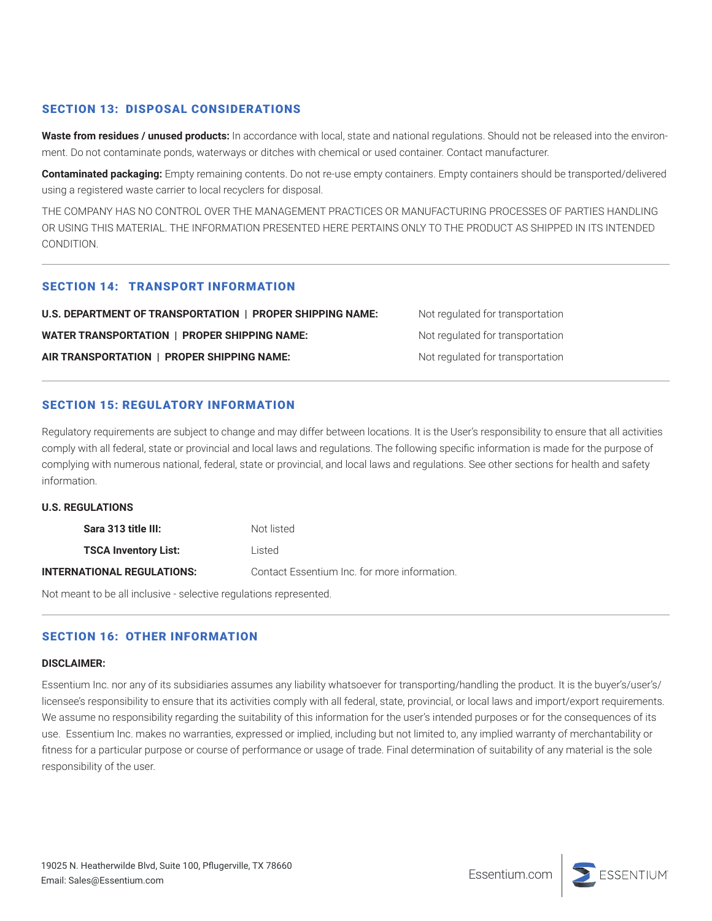## SECTION 13: DISPOSAL CONSIDERATIONS

**Waste from residues / unused products:** In accordance with local, state and national regulations. Should not be released into the environment. Do not contaminate ponds, waterways or ditches with chemical or used container. Contact manufacturer.

**Contaminated packaging:** Empty remaining contents. Do not re-use empty containers. Empty containers should be transported/delivered using a registered waste carrier to local recyclers for disposal.

THE COMPANY HAS NO CONTROL OVER THE MANAGEMENT PRACTICES OR MANUFACTURING PROCESSES OF PARTIES HANDLING OR USING THIS MATERIAL. THE INFORMATION PRESENTED HERE PERTAINS ONLY TO THE PRODUCT AS SHIPPED IN ITS INTENDED CONDITION.

## SECTION 14: TRANSPORT INFORMATION

| | |
|---|---|
| **U.S. DEPARTMENT OF TRANSPORTATION \| PROPER SHIPPING NAME:** | Not regulated for transportation |
| **WATER TRANSPORTATION \| PROPER SHIPPING NAME:** | Not regulated for transportation |
| **AIR TRANSPORTATION \| PROPER SHIPPING NAME:** | Not regulated for transportation |

## SECTION 15: REGULATORY INFORMATION

Regulatory requirements are subject to change and may differ between locations. It is the User's responsibility to ensure that all activities comply with all federal, state or provincial and local laws and regulations. The following specific information is made for the purpose of complying with numerous national, federal, state or provincial, and local laws and regulations. See other sections for health and safety information.

**U.S. REGULATIONS**

| | |
|---|---|
| **Sara 313 title III:** | Not listed |
| **TSCA Inventory List:** | Listed |
| **INTERNATIONAL REGULATIONS:** | Contact Essentium Inc. for more information. |

Not meant to be all inclusive - selective regulations represented.

## SECTION 16: OTHER INFORMATION

**DISCLAIMER:**

Essentium Inc. nor any of its subsidiaries assumes any liability whatsoever for transporting/handling the product. It is the buyer's/user's/licensee's responsibility to ensure that its activities comply with all federal, state, provincial, or local laws and import/export requirements. We assume no responsibility regarding the suitability of this information for the user's intended purposes or for the consequences of its use. Essentium Inc. makes no warranties, expressed or implied, including but not limited to, any implied warranty of merchantability or fitness for a particular purpose or course of performance or usage of trade. Final determination of suitability of any material is the sole responsibility of the user.